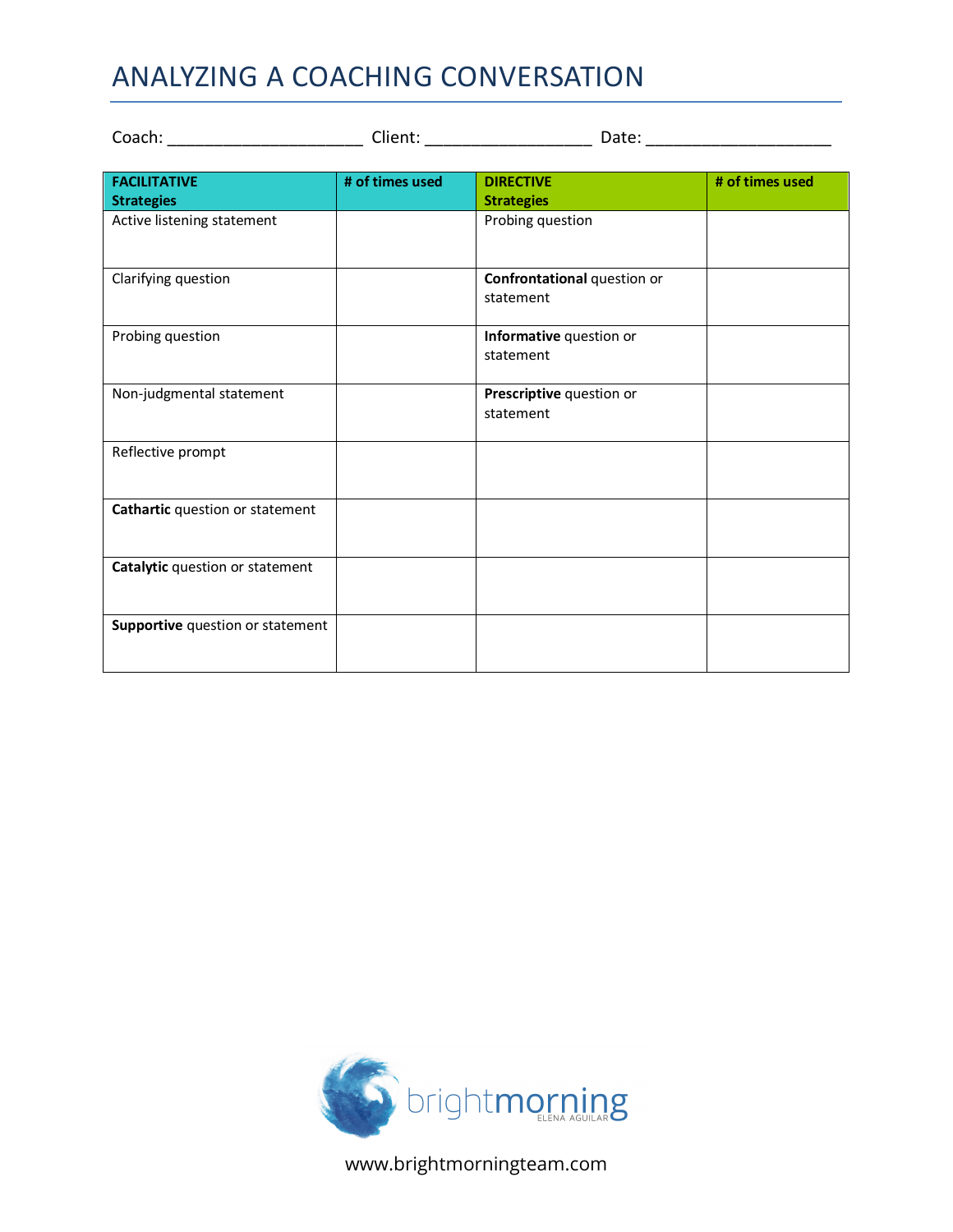# ANALYZING A COACHING CONVERSATION

Coach: ____________________ Client: _________________ Date: ___________________

| **FACILITATIVE Strategies** | **# of times used** | **DIRECTIVE Strategies** | **# of times used** |
|---|---|---|---|
| Active listening statement | | Probing question | |
| Clarifying question | | **Confrontational** question or statement | |
| Probing question | | **Informative** question or statement | |
| Non-judgmental statement | | **Prescriptive** question or statement | |
| Reflective prompt | | | |
| **Cathartic** question or statement | | | |
| **Catalytic** question or statement | | | |
| **Supportive** question or statement | | | |

brightmorning ELENA AGUILAR

www.brightmorningteam.com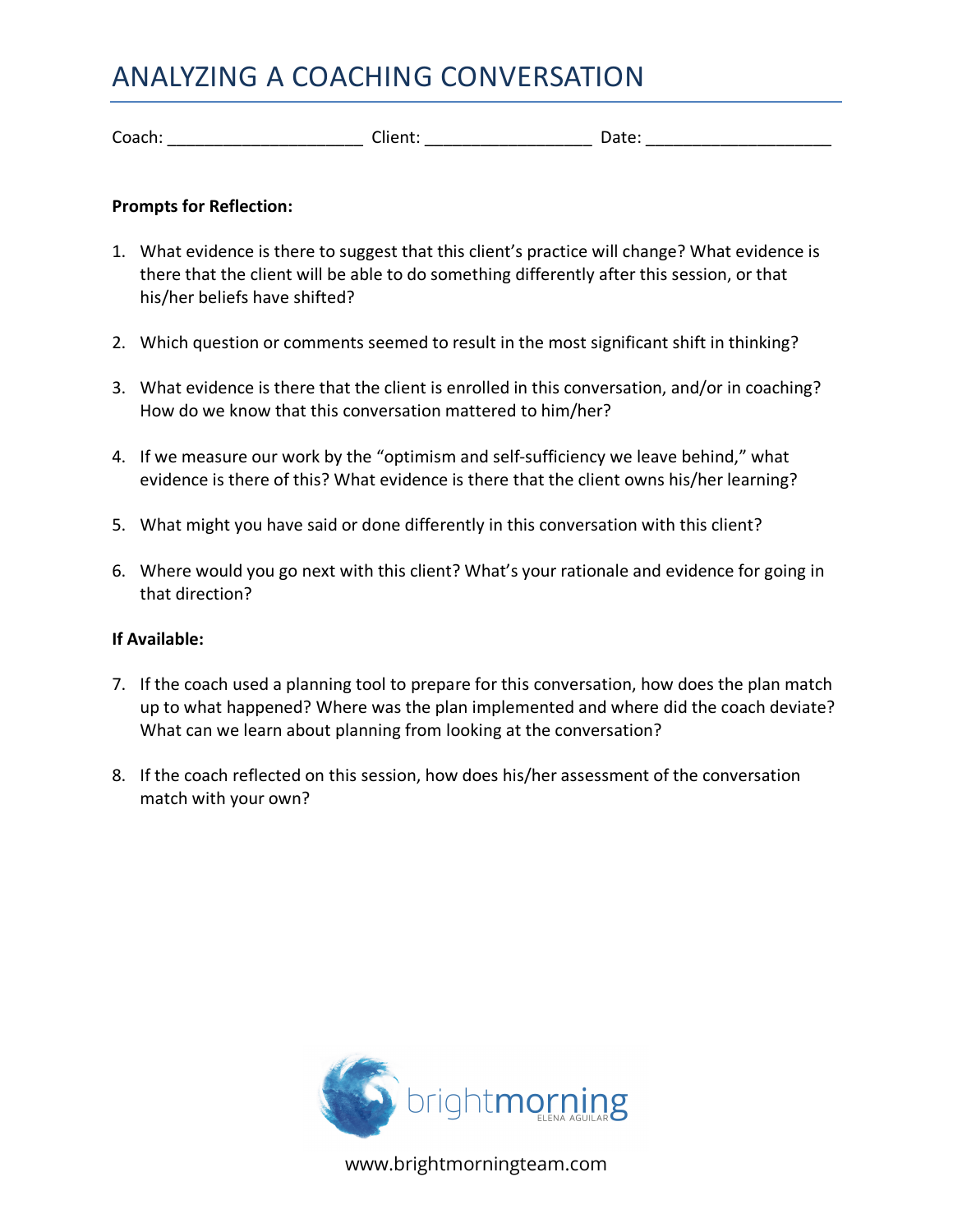# ANALYZING A COACHING CONVERSATION

Coach: ____________________ Client: _________________ Date: ___________________

**Prompts for Reflection:**

1. What evidence is there to suggest that this client's practice will change? What evidence is there that the client will be able to do something differently after this session, or that his/her beliefs have shifted?

2. Which question or comments seemed to result in the most significant shift in thinking?

3. What evidence is there that the client is enrolled in this conversation, and/or in coaching? How do we know that this conversation mattered to him/her?

4. If we measure our work by the "optimism and self-sufficiency we leave behind," what evidence is there of this? What evidence is there that the client owns his/her learning?

5. What might you have said or done differently in this conversation with this client?

6. Where would you go next with this client? What's your rationale and evidence for going in that direction?

**If Available:**

7. If the coach used a planning tool to prepare for this conversation, how does the plan match up to what happened? Where was the plan implemented and where did the coach deviate? What can we learn about planning from looking at the conversation?

8. If the coach reflected on this session, how does his/her assessment of the conversation match with your own?

brightmorning
ELENA AGUILAR

www.brightmorningteam.com